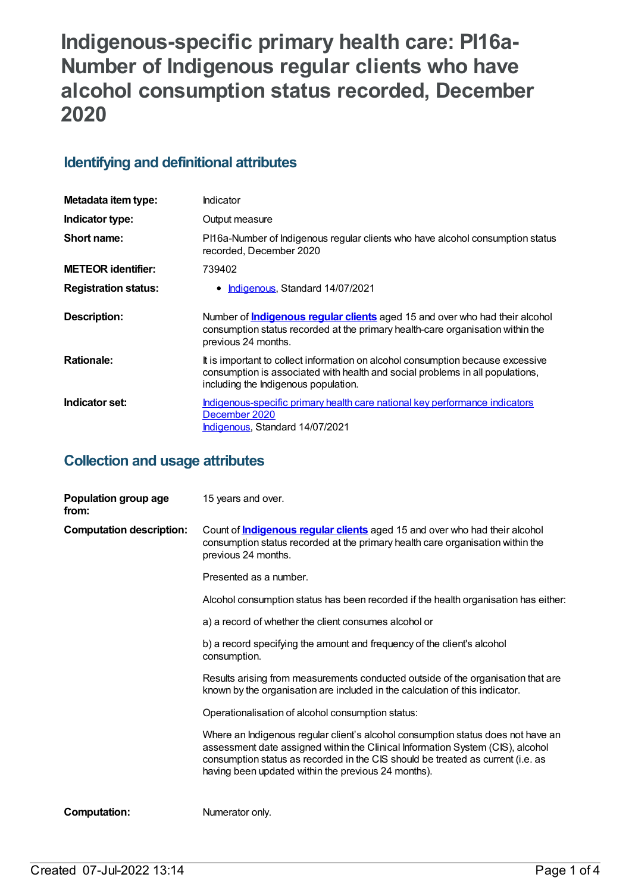# Indigenous-specific primary health care: PI16a-Number of Indigenous regular clients who have alcohol consumption status recorded, December 2020

## Identifying and definitional attributes

| | |
|---|---|
| **Metadata item type:** | Indicator |
| **Indicator type:** | Output measure |
| **Short name:** | PI16a-Number of Indigenous regular clients who have alcohol consumption status recorded, December 2020 |
| **METEOR identifier:** | 739402 |
| **Registration status:** | • Indigenous, Standard 14/07/2021 |
| **Description:** | Number of **Indigenous regular clients** aged 15 and over who had their alcohol consumption status recorded at the primary health-care organisation within the previous 24 months. |
| **Rationale:** | It is important to collect information on alcohol consumption because excessive consumption is associated with health and social problems in all populations, including the Indigenous population. |
| **Indicator set:** | Indigenous-specific primary health care national key performance indicators December 2020<br>Indigenous, Standard 14/07/2021 |

## Collection and usage attributes

| | |
|---|---|
| **Population group age from:** | 15 years and over. |
| **Computation description:** | Count of **Indigenous regular clients** aged 15 and over who had their alcohol consumption status recorded at the primary health care organisation within the previous 24 months.<br><br>Presented as a number.<br><br>Alcohol consumption status has been recorded if the health organisation has either:<br><br>a) a record of whether the client consumes alcohol or<br><br>b) a record specifying the amount and frequency of the client's alcohol consumption.<br><br>Results arising from measurements conducted outside of the organisation that are known by the organisation are included in the calculation of this indicator.<br><br>Operationalisation of alcohol consumption status:<br><br>Where an Indigenous regular client's alcohol consumption status does not have an assessment date assigned within the Clinical Information System (CIS), alcohol consumption status as recorded in the CIS should be treated as current (i.e. as having been updated within the previous 24 months). |
| **Computation:** | Numerator only. |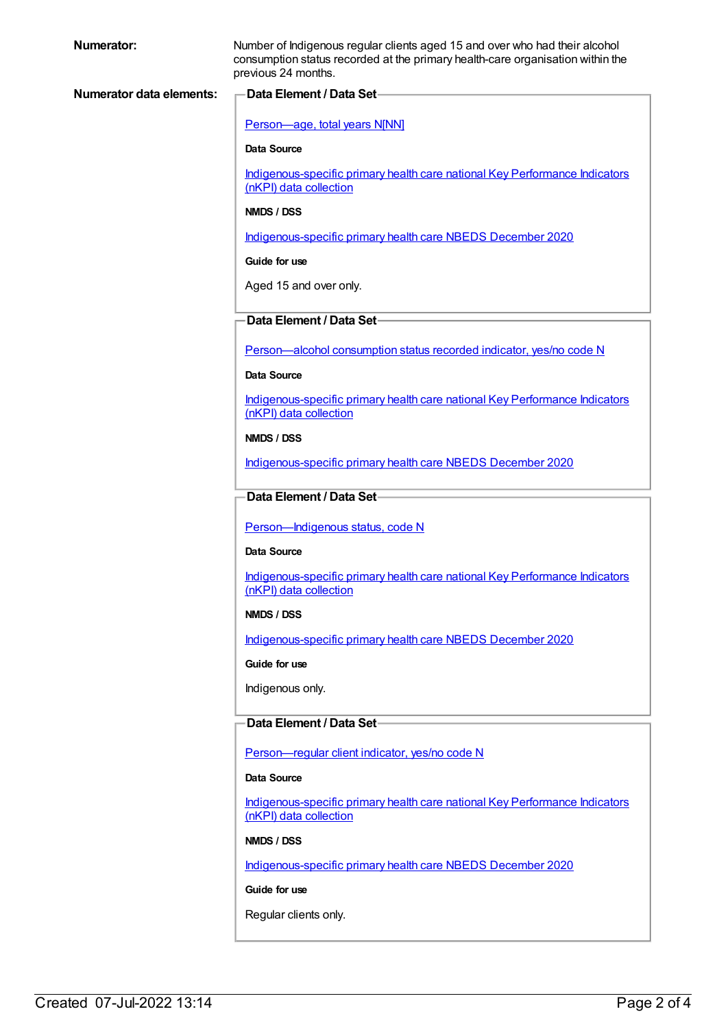**Numerator:** Number of Indigenous regular clients aged 15 and over who had their alcohol consumption status recorded at the primary health-care organisation within the previous 24 months.

**Numerator data elements:**

**Data Element / Data Set**

Person—age, total years N[NN]

**Data Source**

Indigenous-specific primary health care national Key Performance Indicators (nKPI) data collection

**NMDS / DSS**

Indigenous-specific primary health care NBEDS December 2020

**Guide for use**

Aged 15 and over only.

**Data Element / Data Set**

Person—alcohol consumption status recorded indicator, yes/no code N

**Data Source**

Indigenous-specific primary health care national Key Performance Indicators (nKPI) data collection

**NMDS / DSS**

Indigenous-specific primary health care NBEDS December 2020

**Data Element / Data Set**

Person—Indigenous status, code N

**Data Source**

Indigenous-specific primary health care national Key Performance Indicators (nKPI) data collection

**NMDS / DSS**

Indigenous-specific primary health care NBEDS December 2020

**Guide for use**

Indigenous only.

**Data Element / Data Set**

Person—regular client indicator, yes/no code N

**Data Source**

Indigenous-specific primary health care national Key Performance Indicators (nKPI) data collection

**NMDS / DSS**

Indigenous-specific primary health care NBEDS December 2020

**Guide for use**

Regular clients only.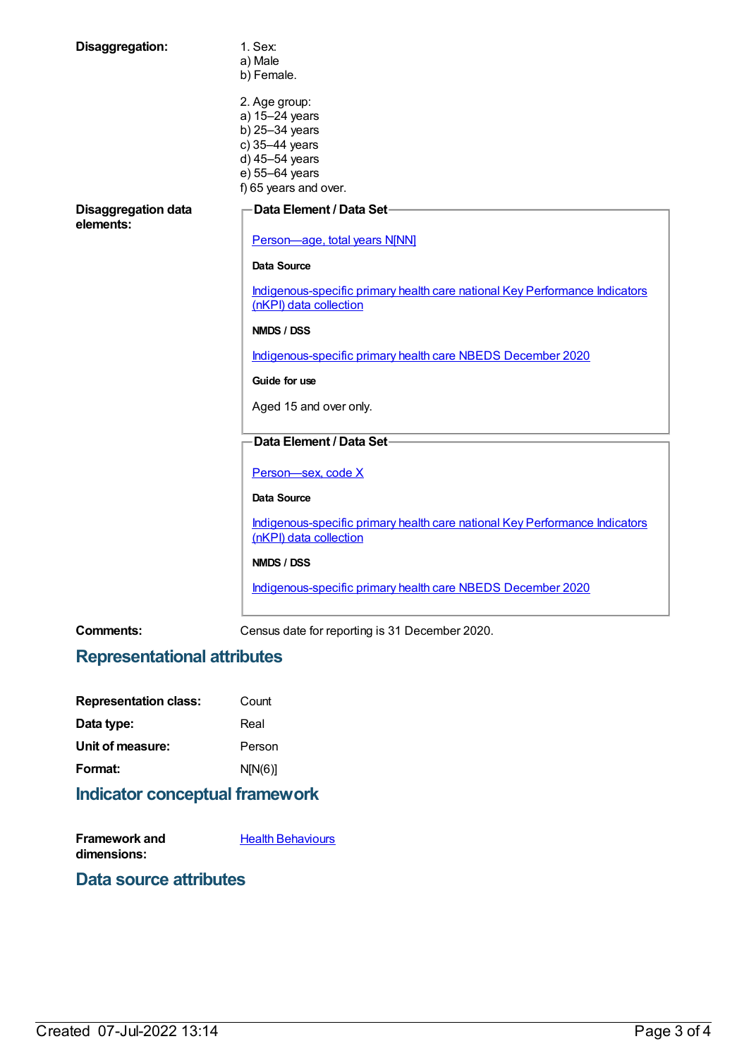**Disaggregation:**

1. Sex:
a) Male
b) Female.

2. Age group:
a) 15–24 years
b) 25–34 years
c) 35–44 years
d) 45–54 years
e) 55–64 years
f) 65 years and over.

**Disaggregation data elements:**

**Data Element / Data Set**

Person—age, total years N[NN]

**Data Source**

Indigenous-specific primary health care national Key Performance Indicators (nKPI) data collection

**NMDS / DSS**

Indigenous-specific primary health care NBEDS December 2020

**Guide for use**

Aged 15 and over only.

**Data Element / Data Set**

Person—sex, code X

**Data Source**

Indigenous-specific primary health care national Key Performance Indicators (nKPI) data collection

**NMDS / DSS**

Indigenous-specific primary health care NBEDS December 2020

**Comments:** Census date for reporting is 31 December 2020.

## Representational attributes

**Representation class:** Count

**Data type:** Real

**Unit of measure:** Person

**Format:** N[N(6)]

## Indicator conceptual framework

**Framework and dimensions:** Health Behaviours

## Data source attributes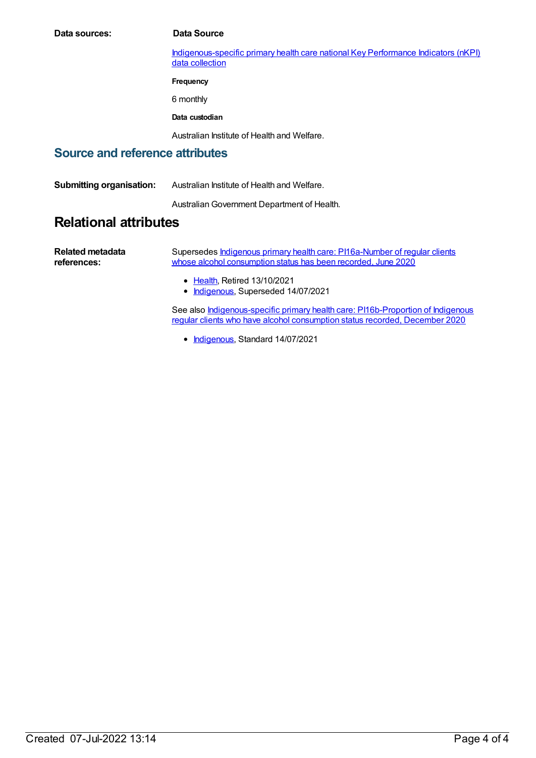**Data sources:**

**Data Source**

Indigenous-specific primary health care national Key Performance Indicators (nKPI) data collection

**Frequency**

6 monthly

**Data custodian**

Australian Institute of Health and Welfare.

## Source and reference attributes

**Submitting organisation:** Australian Institute of Health and Welfare.

Australian Government Department of Health.

# Relational attributes

**Related metadata references:**

Supersedes Indigenous primary health care: PI16a-Number of regular clients whose alcohol consumption status has been recorded, June 2020

- Health, Retired 13/10/2021
- Indigenous, Superseded 14/07/2021

See also Indigenous-specific primary health care: PI16b-Proportion of Indigenous regular clients who have alcohol consumption status recorded, December 2020

- Indigenous, Standard 14/07/2021